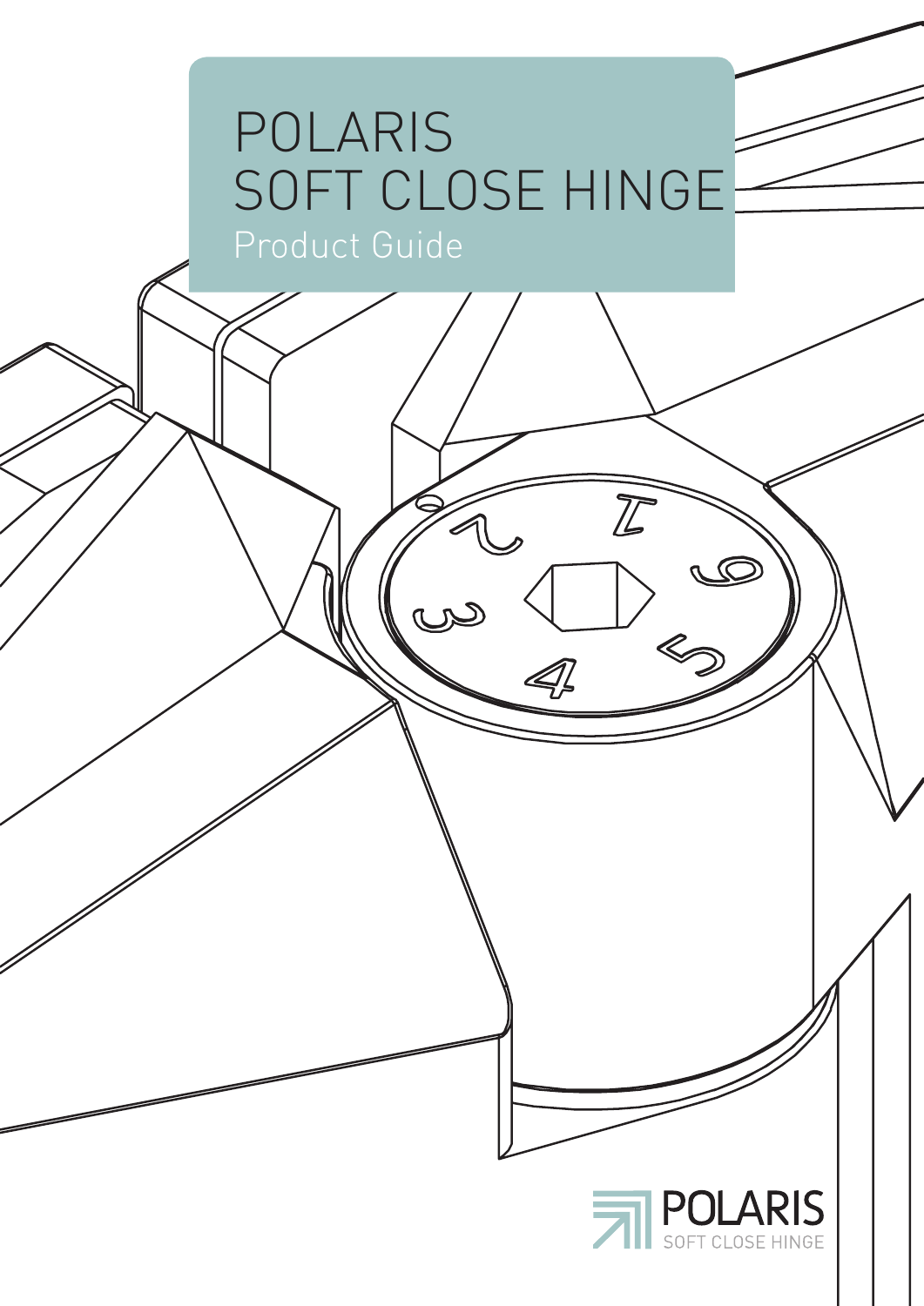# POLARIS SOFT CLOSE HINGE

Product Guide

POLARIS
SOFT CLOSE HINGE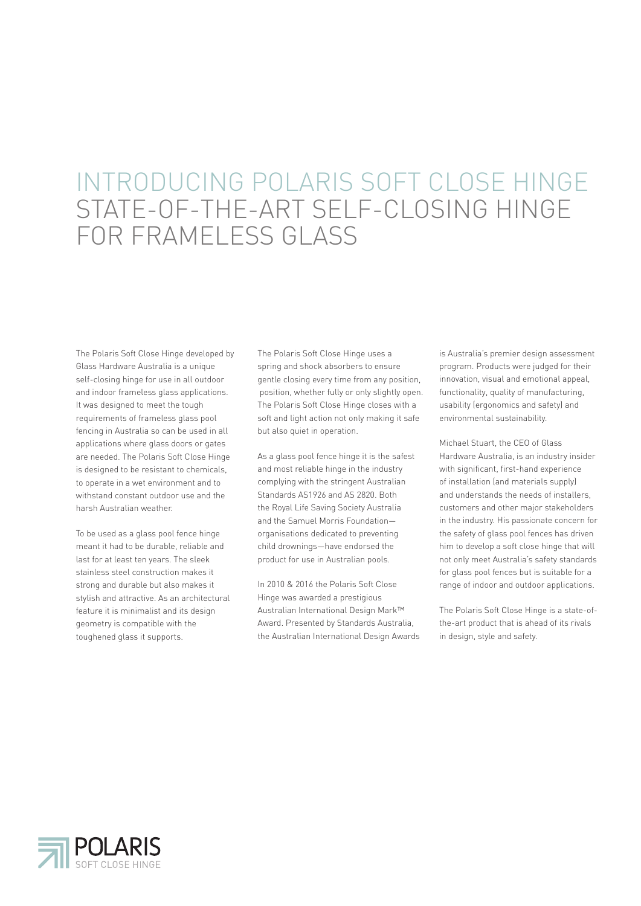# INTRODUCING POLARIS SOFT CLOSE HINGE STATE-OF-THE-ART SELF-CLOSING HINGE FOR FRAMELESS GLASS

The Polaris Soft Close Hinge developed by Glass Hardware Australia is a unique self-closing hinge for use in all outdoor and indoor frameless glass applications. It was designed to meet the tough requirements of frameless glass pool fencing in Australia so can be used in all applications where glass doors or gates are needed. The Polaris Soft Close Hinge is designed to be resistant to chemicals, to operate in a wet environment and to withstand constant outdoor use and the harsh Australian weather.

To be used as a glass pool fence hinge meant it had to be durable, reliable and last for at least ten years. The sleek stainless steel construction makes it strong and durable but also makes it stylish and attractive. As an architectural feature it is minimalist and its design geometry is compatible with the toughened glass it supports.

The Polaris Soft Close Hinge uses a spring and shock absorbers to ensure gentle closing every time from any position, position, whether fully or only slightly open. The Polaris Soft Close Hinge closes with a soft and light action not only making it safe but also quiet in operation.

As a glass pool fence hinge it is the safest and most reliable hinge in the industry complying with the stringent Australian Standards AS1926 and AS 2820. Both the Royal Life Saving Society Australia and the Samuel Morris Foundation—organisations dedicated to preventing child drownings—have endorsed the product for use in Australian pools.

In 2010 & 2016 the Polaris Soft Close Hinge was awarded a prestigious Australian International Design Mark™ Award. Presented by Standards Australia, the Australian International Design Awards is Australia's premier design assessment program. Products were judged for their innovation, visual and emotional appeal, functionality, quality of manufacturing, usability (ergonomics and safety) and environmental sustainability.

Michael Stuart, the CEO of Glass Hardware Australia, is an industry insider with significant, first-hand experience of installation (and materials supply) and understands the needs of installers, customers and other major stakeholders in the industry. His passionate concern for the safety of glass pool fences has driven him to develop a soft close hinge that will not only meet Australia's safety standards for glass pool fences but is suitable for a range of indoor and outdoor applications.

The Polaris Soft Close Hinge is a state-of-the-art product that is ahead of its rivals in design, style and safety.

POLARIS SOFT CLOSE HINGE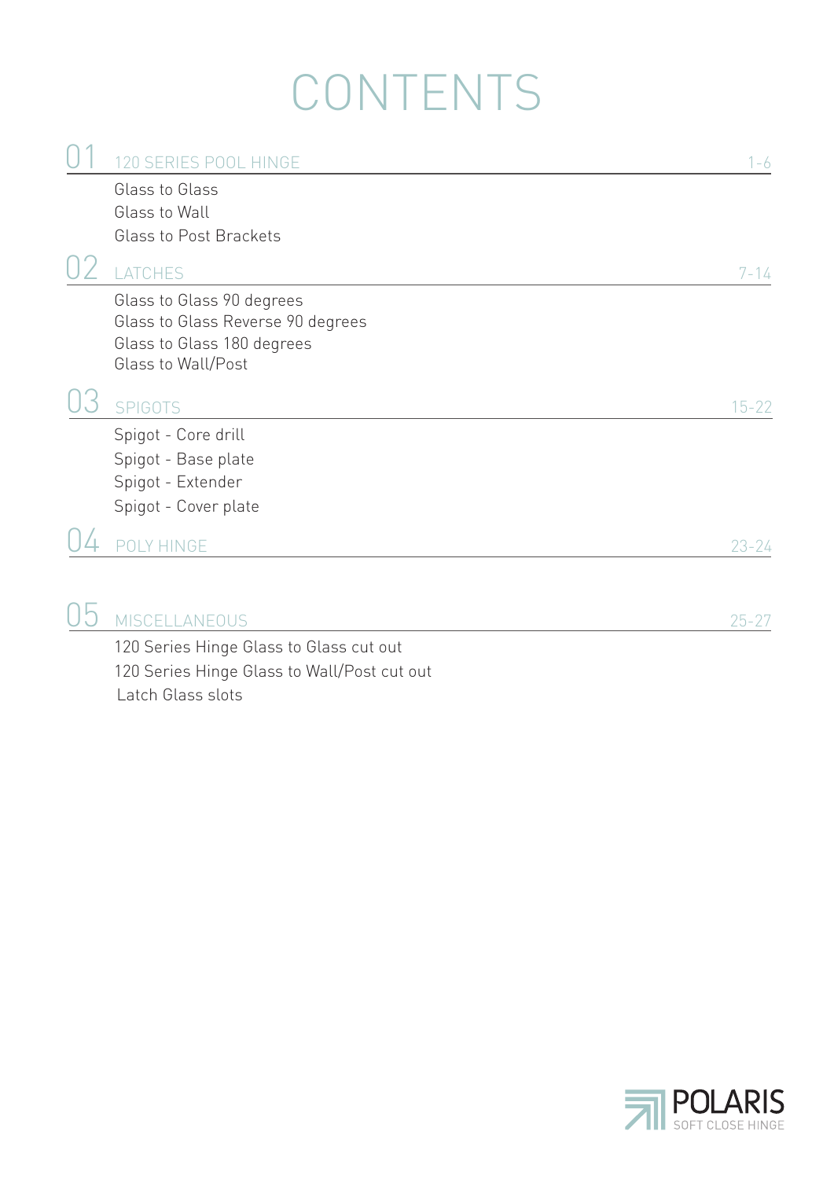# CONTENTS

## 01 120 SERIES POOL HINGE — 1-6

- Glass to Glass
- Glass to Wall
- Glass to Post Brackets

## 02 LATCHES — 7-14

- Glass to Glass 90 degrees
- Glass to Glass Reverse 90 degrees
- Glass to Glass 180 degrees
- Glass to Wall/Post

## 03 SPIGOTS — 15-22

- Spigot - Core drill
- Spigot - Base plate
- Spigot - Extender
- Spigot - Cover plate

## 04 POLY HINGE — 23-24

## 05 MISCELLANEOUS — 25-27

- 120 Series Hinge Glass to Glass cut out
- 120 Series Hinge Glass to Wall/Post cut out
- Latch Glass slots

POLARIS
SOFT CLOSE HINGE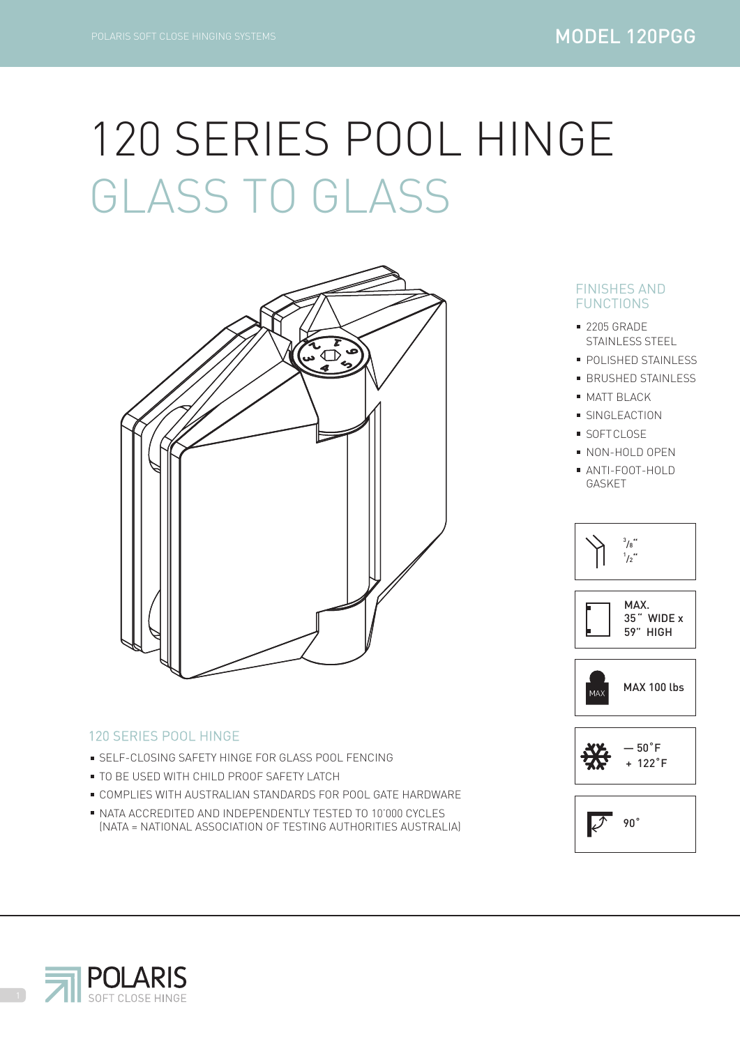MODEL 120PGG

# 120 SERIES POOL HINGE
## GLASS TO GLASS

### FINISHES AND FUNCTIONS

- 2205 GRADE STAINLESS STEEL
- POLISHED STAINLESS
- BRUSHED STAINLESS
- MATT BLACK
- SINGLEACTION
- SOFT CLOSE
- NON-HOLD OPEN
- ANTI-FOOT-HOLD GASKET

$^3/_8$"
$^1/_2$"

MAX. 35" WIDE x 59" HIGH

MAX 100 lbs

— 50˚F
+ 122˚F

90˚

### 120 SERIES POOL HINGE

- SELF-CLOSING SAFETY HINGE FOR GLASS POOL FENCING
- TO BE USED WITH CHILD PROOF SAFETY LATCH
- COMPLIES WITH AUSTRALIAN STANDARDS FOR POOL GATE HARDWARE
- NATA ACCREDITED AND INDEPENDENTLY TESTED TO 10'000 CYCLES (NATA = NATIONAL ASSOCIATION OF TESTING AUTHORITIES AUSTRALIA)

POLARIS
SOFT CLOSE HINGE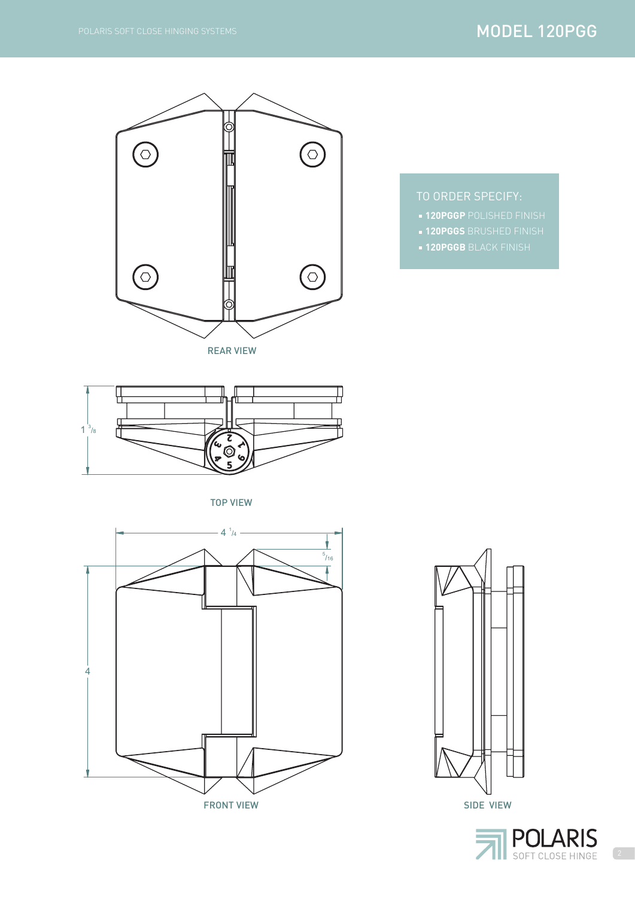# MODEL 120PGG

REAR VIEW

$1\ ^{3}/_{8}$

TOP VIEW

$4\ ^{1}/_{4}$

$^{5}/_{16}$

4

FRONT VIEW

SIDE VIEW

TO ORDER SPECIFY:

- **120PGGP** POLISHED FINISH
- **120PGGS** BRUSHED FINISH
- **120PGGB** BLACK FINISH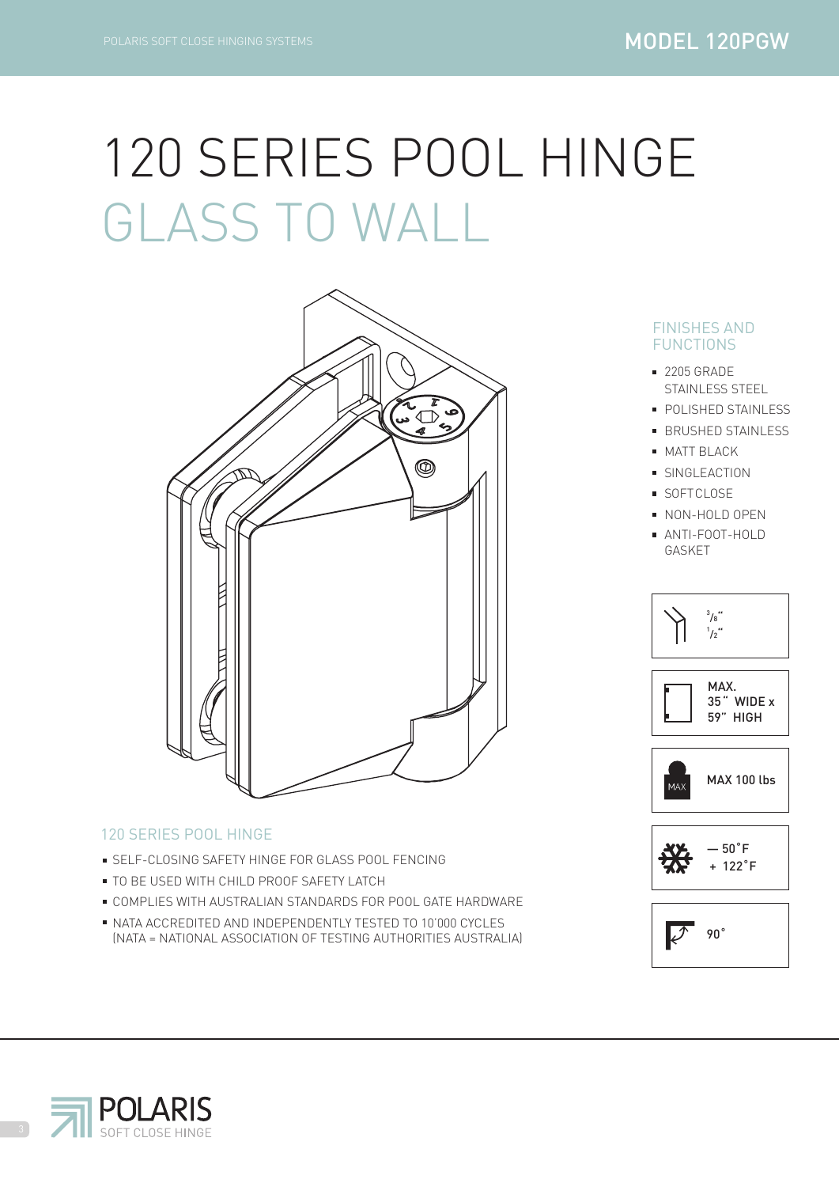# 120 SERIES POOL HINGE
## GLASS TO WALL

### 120 SERIES POOL HINGE

- SELF-CLOSING SAFETY HINGE FOR GLASS POOL FENCING
- TO BE USED WITH CHILD PROOF SAFETY LATCH
- COMPLIES WITH AUSTRALIAN STANDARDS FOR POOL GATE HARDWARE
- NATA ACCREDITED AND INDEPENDENTLY TESTED TO 10'000 CYCLES (NATA = NATIONAL ASSOCIATION OF TESTING AUTHORITIES AUSTRALIA)

### FINISHES AND FUNCTIONS

- 2205 GRADE STAINLESS STEEL
- POLISHED STAINLESS
- BRUSHED STAINLESS
- MATT BLACK
- SINGLEACTION
- SOFTCLOSE
- NON-HOLD OPEN
- ANTI-FOOT-HOLD GASKET

3/8"
1/2"

MAX. 35" WIDE x 59" HIGH

MAX 100 lbs

— 50˚F
+ 122˚F

90˚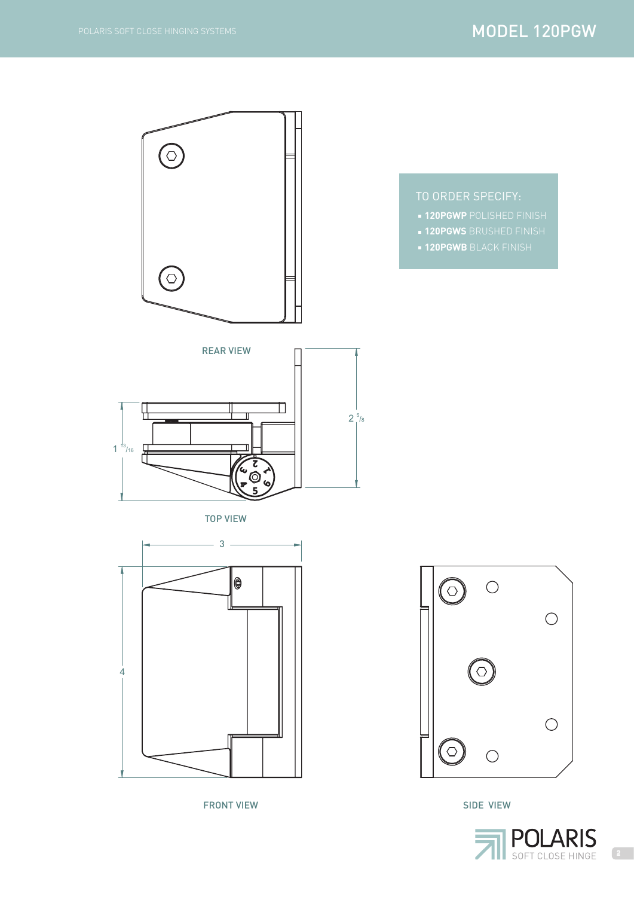# MODEL 120PGW

REAR VIEW

$1\ ^{13}/_{16}$

$2\ ^{5}/_{8}$

TOP VIEW

3

4

FRONT VIEW

SIDE VIEW

TO ORDER SPECIFY:

- **120PGWP** POLISHED FINISH
- **120PGWS** BRUSHED FINISH
- **120PGWB** BLACK FINISH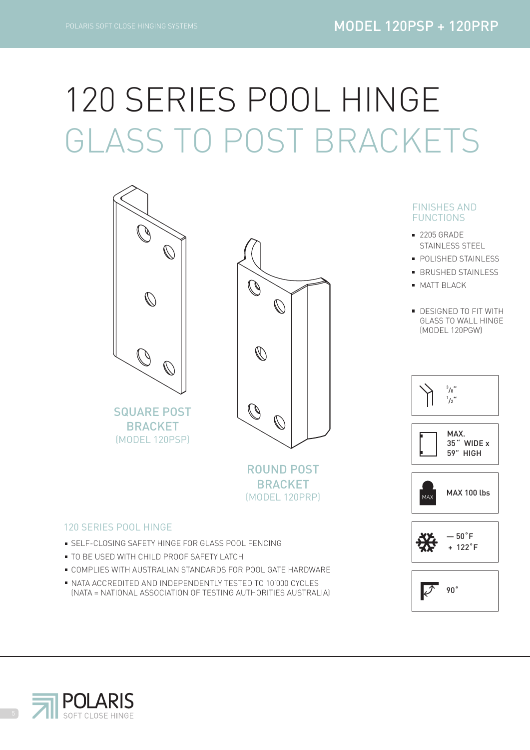# 120 SERIES POOL HINGE

## GLASS TO POST BRACKETS

SQUARE POST BRACKET
(MODEL 120PSP)

ROUND POST BRACKET
(MODEL 120PRP)

### FINISHES AND FUNCTIONS

- 2205 GRADE STAINLESS STEEL
- POLISHED STAINLESS
- BRUSHED STAINLESS
- MATT BLACK

- DESIGNED TO FIT WITH GLASS TO WALL HINGE (MODEL 120PGW)

3/8"
1/2"

MAX.
35" WIDE x
59" HIGH

MAX 100 lbs

— 50˚F
+ 122˚F

90˚

### 120 SERIES POOL HINGE

- SELF-CLOSING SAFETY HINGE FOR GLASS POOL FENCING
- TO BE USED WITH CHILD PROOF SAFETY LATCH
- COMPLIES WITH AUSTRALIAN STANDARDS FOR POOL GATE HARDWARE
- NATA ACCREDITED AND INDEPENDENTLY TESTED TO 10'000 CYCLES
  (NATA = NATIONAL ASSOCIATION OF TESTING AUTHORITIES AUSTRALIA)

POLARIS
SOFT CLOSE HINGE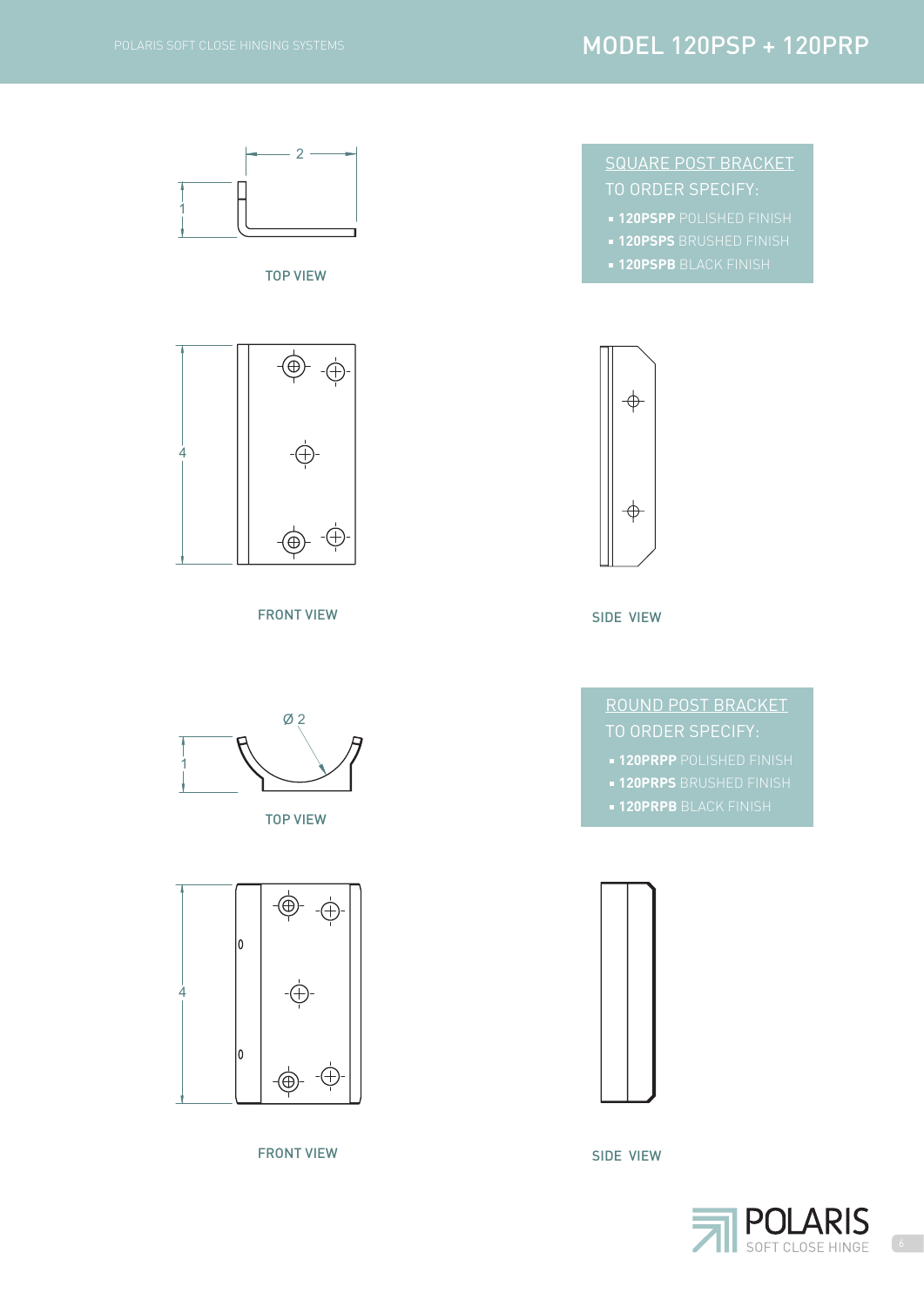# MODEL 120PSP + 120PRP

2

1

TOP VIEW

## SQUARE POST BRACKET

TO ORDER SPECIFY:

- **120PSPP** POLISHED FINISH
- **120PSPS** BRUSHED FINISH
- **120PSPB** BLACK FINISH

4

FRONT VIEW

SIDE VIEW

Ø 2

1

TOP VIEW

## ROUND POST BRACKET

TO ORDER SPECIFY:

- **120PRPP** POLISHED FINISH
- **120PRPS** BRUSHED FINISH
- **120PRPB** BLACK FINISH

4

FRONT VIEW

SIDE VIEW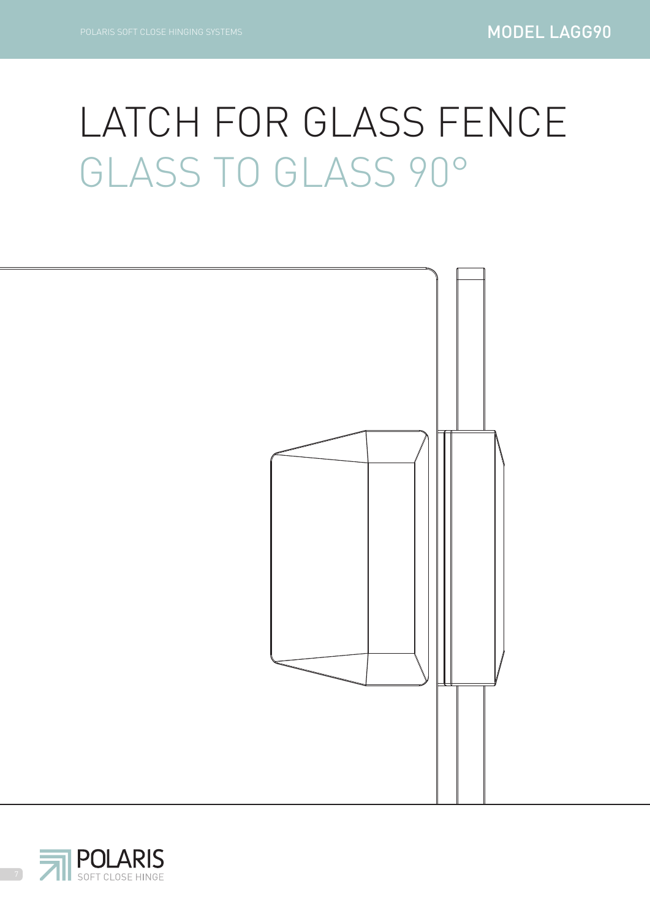# LATCH FOR GLASS FENCE

## GLASS TO GLASS 90°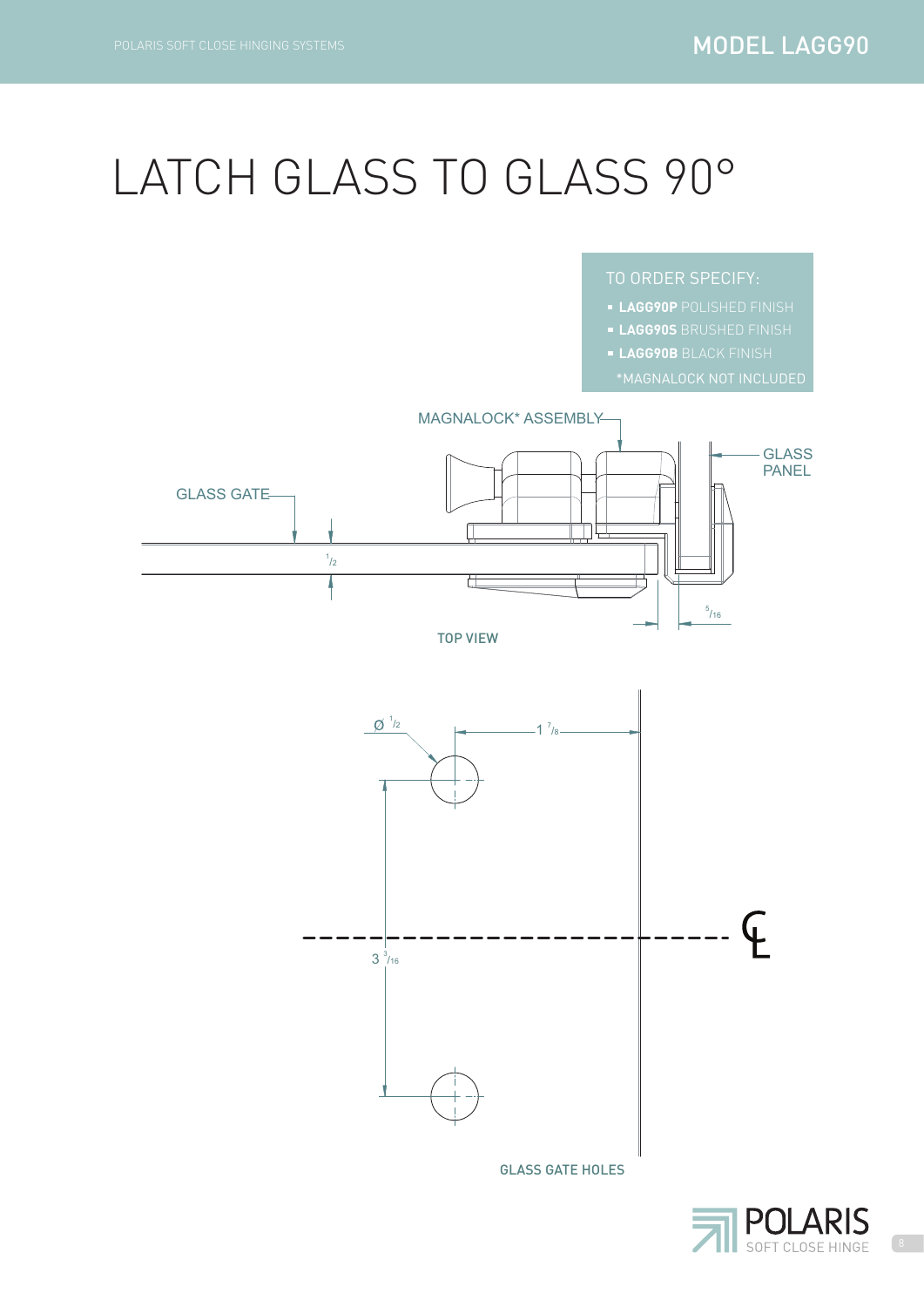# LATCH GLASS TO GLASS 90°

TO ORDER SPECIFY:

- **LAGG90P** POLISHED FINISH
- **LAGG90S** BRUSHED FINISH
- **LAGG90B** BLACK FINISH

*MAGNALOCK NOT INCLUDED

MAGNALOCK* ASSEMBLY

GLASS GATE

GLASS PANEL

1/2

5/16

TOP VIEW

Ø 1/2

1 7/8

3 3/16

℄

GLASS GATE HOLES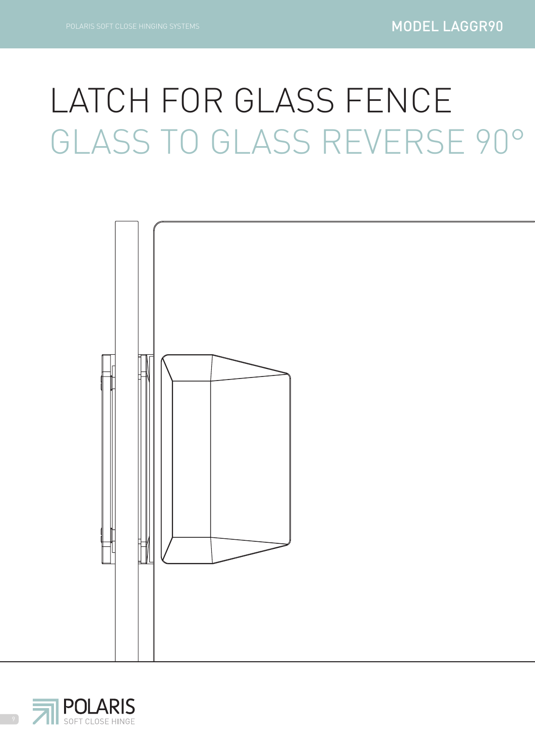# LATCH FOR GLASS FENCE

## GLASS TO GLASS REVERSE 90°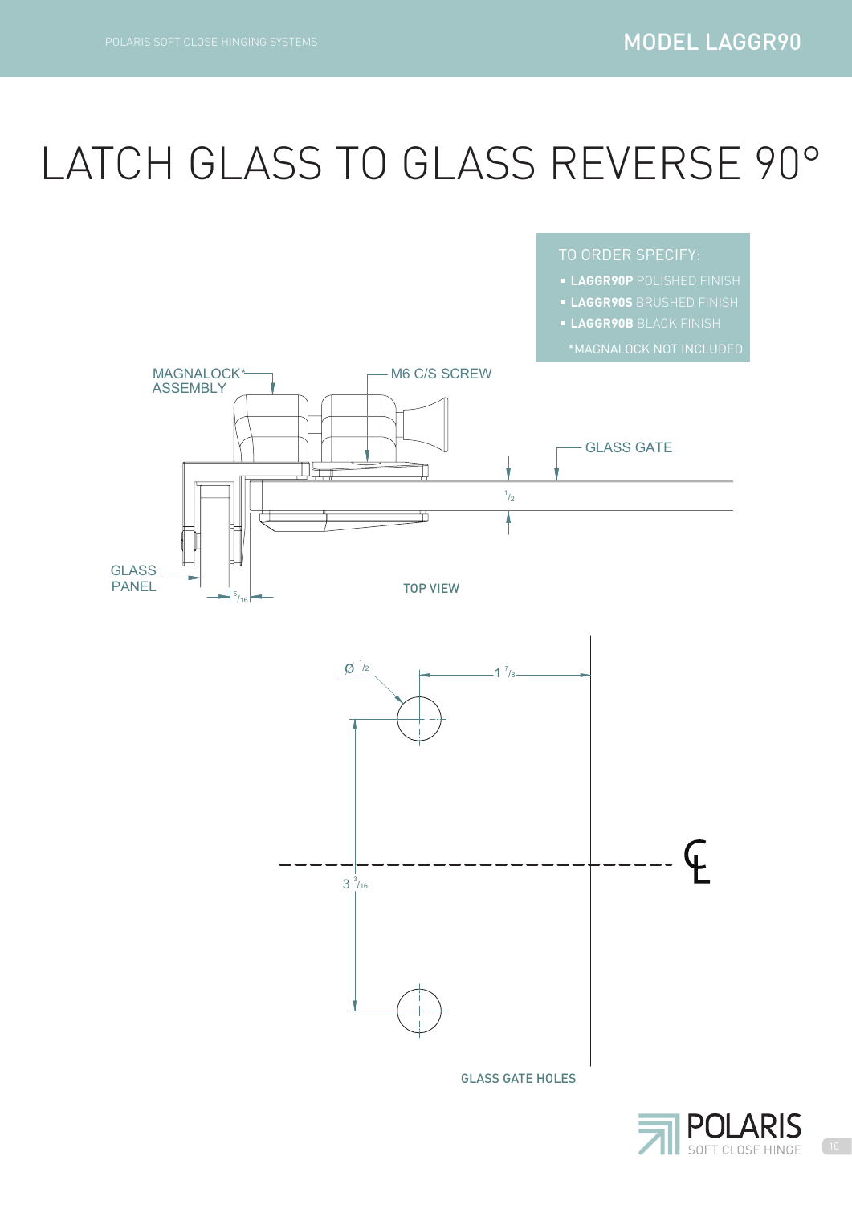# LATCH GLASS TO GLASS REVERSE 90°

TO ORDER SPECIFY:

- **LAGGR90P** POLISHED FINISH
- **LAGGR90S** BRUSHED FINISH
- **LAGGR90B** BLACK FINISH

*MAGNALOCK NOT INCLUDED

MAGNALOCK* ASSEMBLY

M6 C/S SCREW

GLASS GATE

$1/2$

GLASS PANEL

$5/16$

TOP VIEW

Ø $1/2$

1 $7/8$

3 $3/16$

GLASS GATE HOLES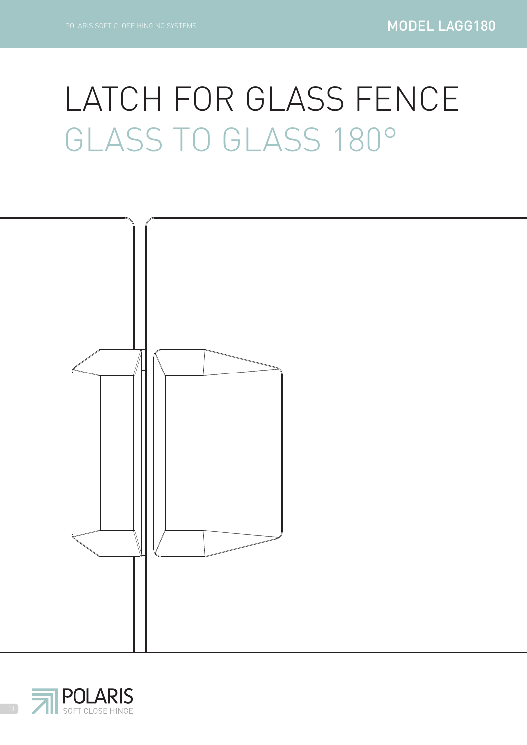# LATCH FOR GLASS FENCE

## GLASS TO GLASS 180°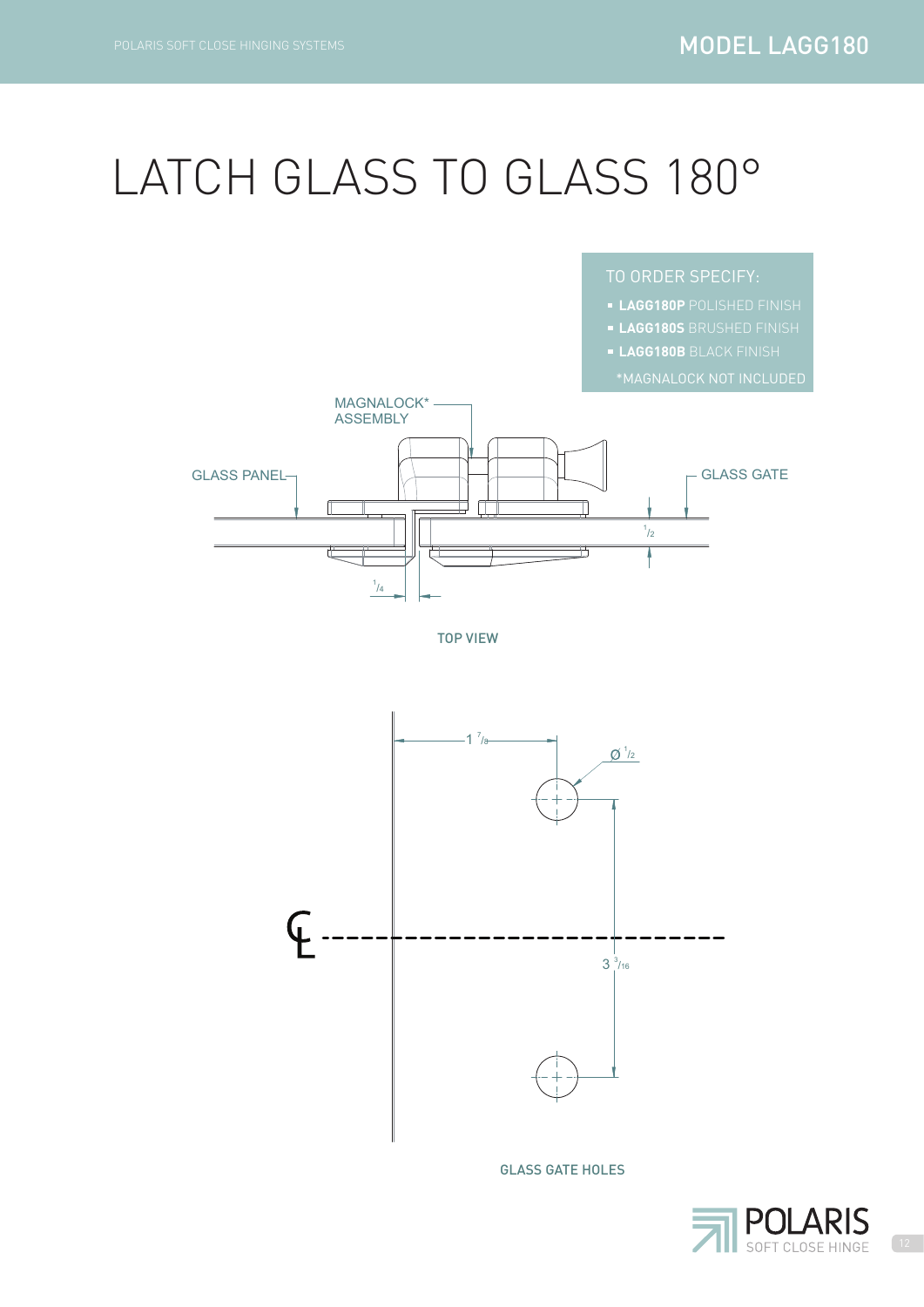# LATCH GLASS TO GLASS 180°

TO ORDER SPECIFY:

- **LAGG180P** POLISHED FINISH
- **LAGG180S** BRUSHED FINISH
- **LAGG180B** BLACK FINISH

*MAGNALOCK NOT INCLUDED

MAGNALOCK* ASSEMBLY

GLASS PANEL

GLASS GATE

1/2

1/4

TOP VIEW

1 7/8

Ø 1/2

℄

3 3/16

GLASS GATE HOLES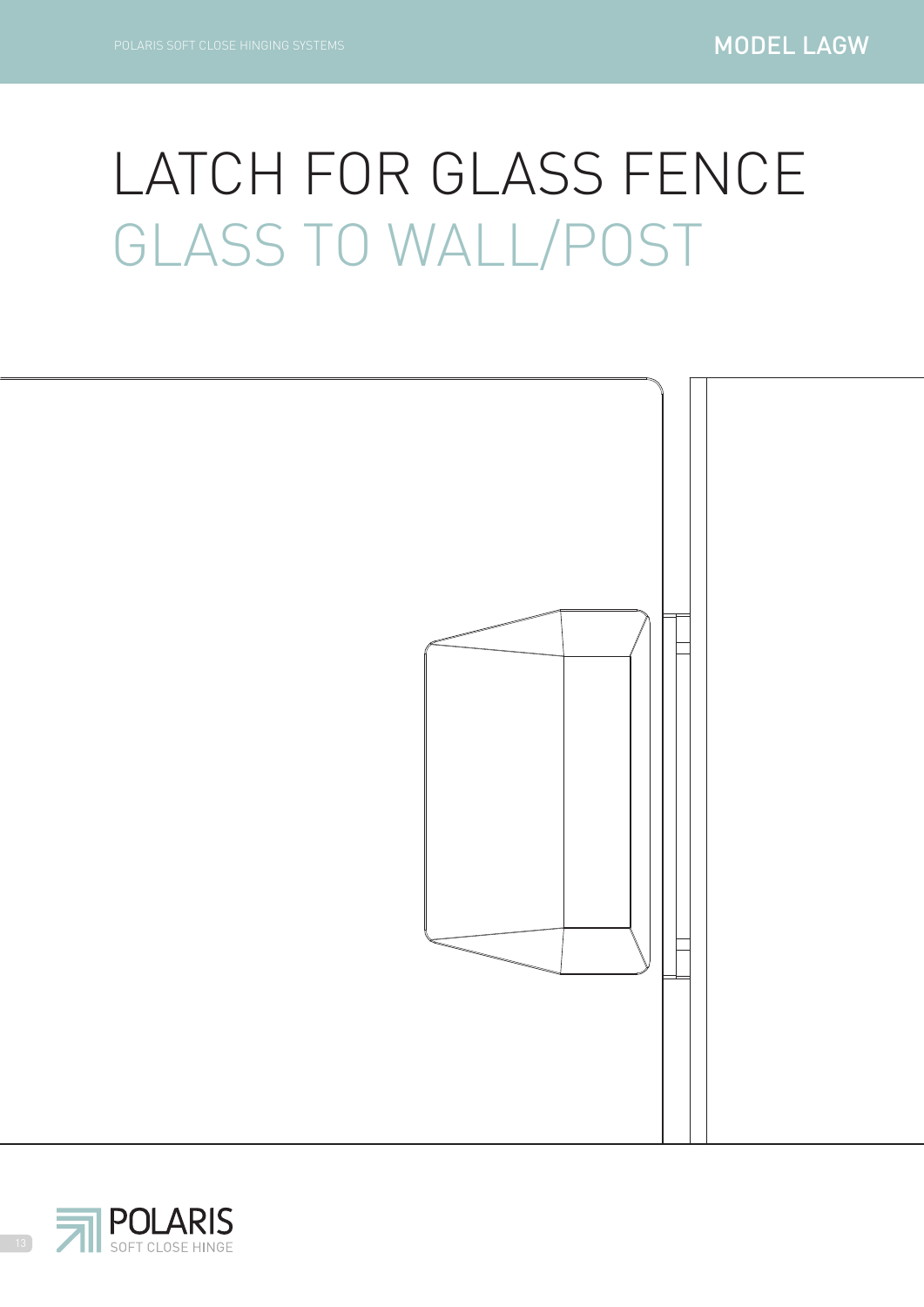# LATCH FOR GLASS FENCE

## GLASS TO WALL/POST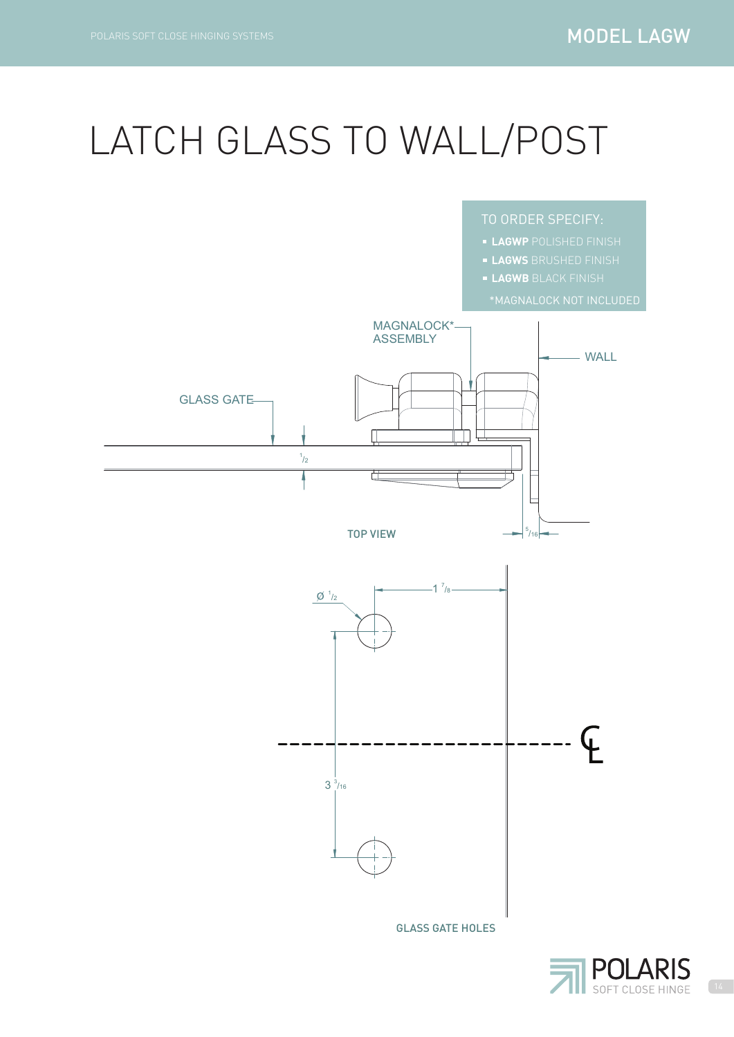# LATCH GLASS TO WALL/POST

TO ORDER SPECIFY:

- **LAGWP** POLISHED FINISH
- **LAGWS** BRUSHED FINISH
- **LAGWB** BLACK FINISH

*MAGNALOCK NOT INCLUDED

MAGNALOCK* ASSEMBLY

WALL

GLASS GATE

1/2

5/16

TOP VIEW

Ø 1/2

1 7/8

3 3/16

℄

GLASS GATE HOLES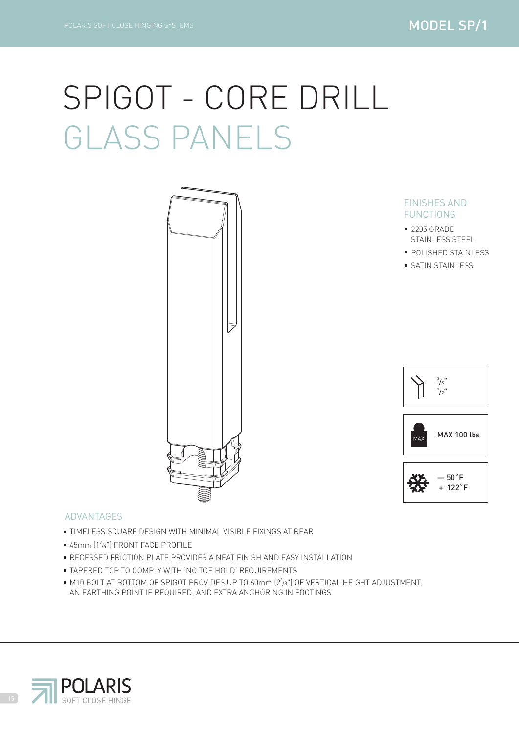# SPIGOT - CORE DRILL
# GLASS PANELS

### FINISHES AND FUNCTIONS

- 2205 GRADE STAINLESS STEEL
- POLISHED STAINLESS
- SATIN STAINLESS

3/8"
1/2"

MAX 100 lbs

— 50˚F
+ 122˚F

### ADVANTAGES

- TIMELESS SQUARE DESIGN WITH MINIMAL VISIBLE FIXINGS AT REAR
- 45mm (1 3/4") FRONT FACE PROFILE
- RECESSED FRICTION PLATE PROVIDES A NEAT FINISH AND EASY INSTALLATION
- TAPERED TOP TO COMPLY WITH 'NO TOE HOLD' REQUIREMENTS
- M10 BOLT AT BOTTOM OF SPIGOT PROVIDES UP TO 60mm (2 3/8") OF VERTICAL HEIGHT ADJUSTMENT, AN EARTHING POINT IF REQUIRED, AND EXTRA ANCHORING IN FOOTINGS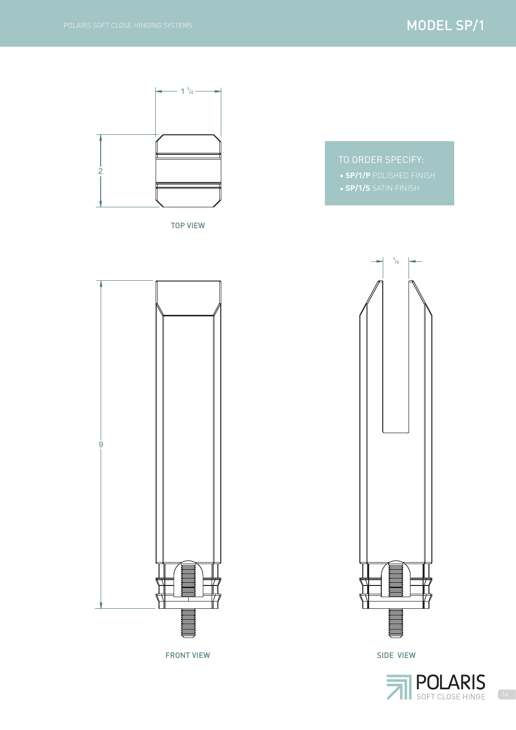# MODEL SP/1

1 $^3/_4$

2

TOP VIEW

TO ORDER SPECIFY:

- **SP/1/P** POLISHED FINISH
- **SP/1/S** SATIN FINISH

9

FRONT VIEW

$^3/_4$

SIDE VIEW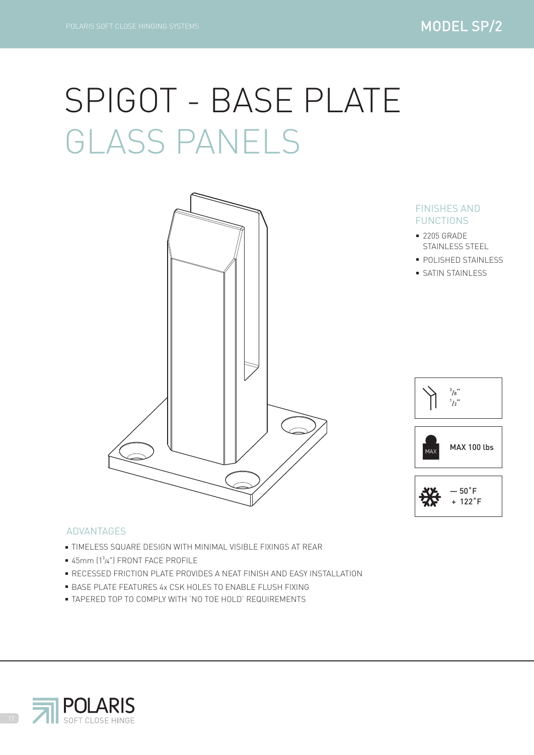# SPIGOT - BASE PLATE

## GLASS PANELS

### FINISHES AND FUNCTIONS

- 2205 GRADE STAINLESS STEEL
- POLISHED STAINLESS
- SATIN STAINLESS

3/8"
1/2"

MAX 100 lbs

— 50˚F
+ 122˚F

### ADVANTAGES

- TIMELESS SQUARE DESIGN WITH MINIMAL VISIBLE FIXINGS AT REAR
- 45mm (1 3/4") FRONT FACE PROFILE
- RECESSED FRICTION PLATE PROVIDES A NEAT FINISH AND EASY INSTALLATION
- BASE PLATE FEATURES 4x CSK HOLES TO ENABLE FLUSH FIXING
- TAPERED TOP TO COMPLY WITH 'NO TOE HOLD' REQUIREMENTS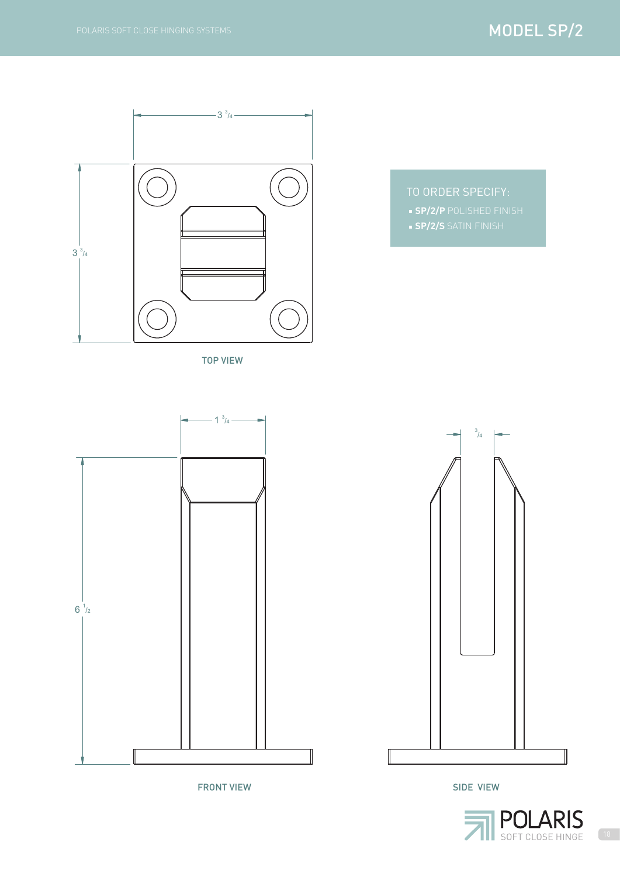# MODEL SP/2

3 ³/₄

3 ³/₄

TOP VIEW

**TO ORDER SPECIFY:**

- **SP/2/P** POLISHED FINISH
- **SP/2/S** SATIN FINISH

1 ³/₄

6 ¹/₂

FRONT VIEW

³/₄

SIDE VIEW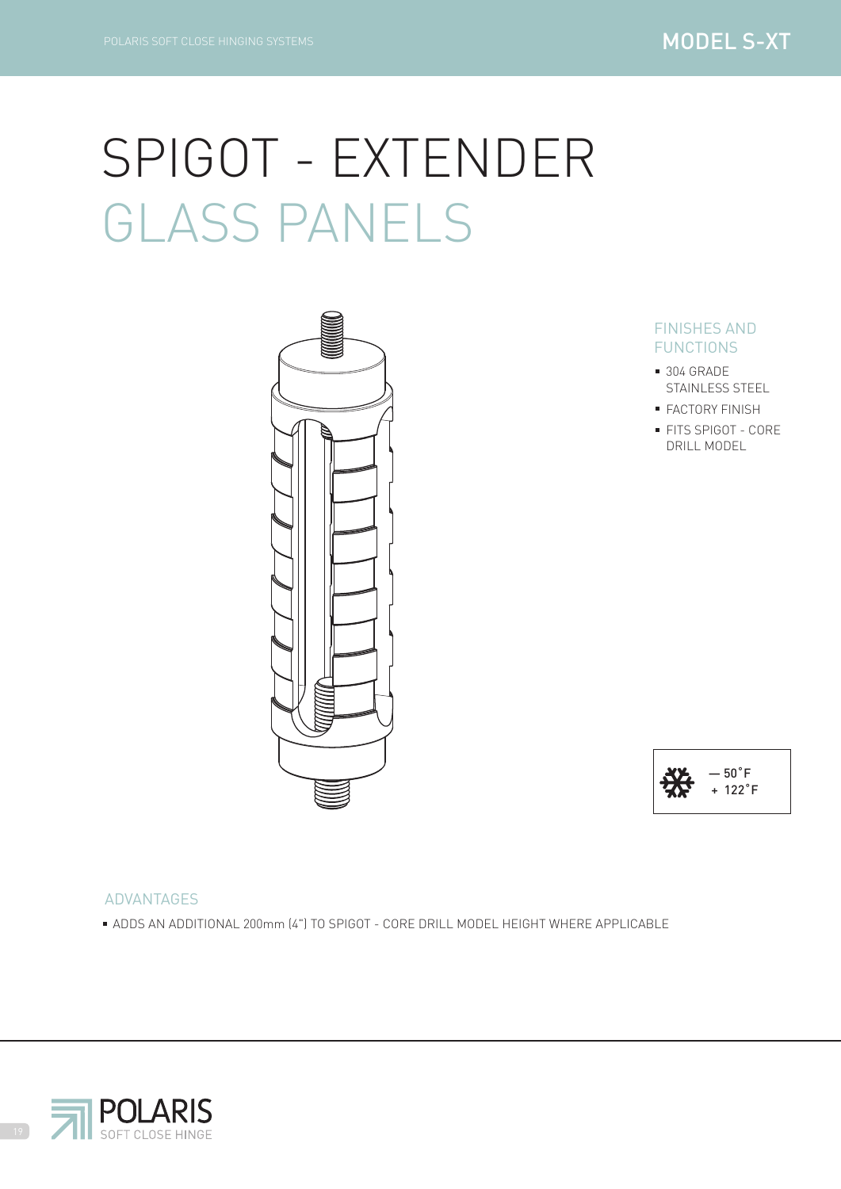# SPIGOT - EXTENDER

## GLASS PANELS

### FINISHES AND FUNCTIONS

- 304 GRADE STAINLESS STEEL
- FACTORY FINISH
- FITS SPIGOT - CORE DRILL MODEL

— 50˚F
+ 122˚F

### ADVANTAGES

- ADDS AN ADDITIONAL 200mm (4") TO SPIGOT - CORE DRILL MODEL HEIGHT WHERE APPLICABLE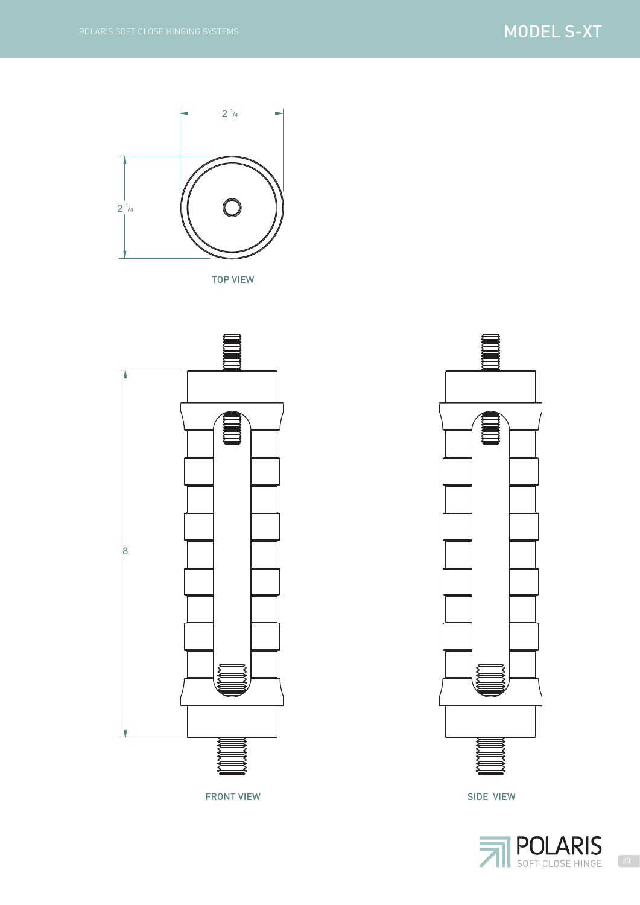# MODEL S-XT

$2\ ^1/_4$

$2\ ^1/_4$

TOP VIEW

8

FRONT VIEW

SIDE VIEW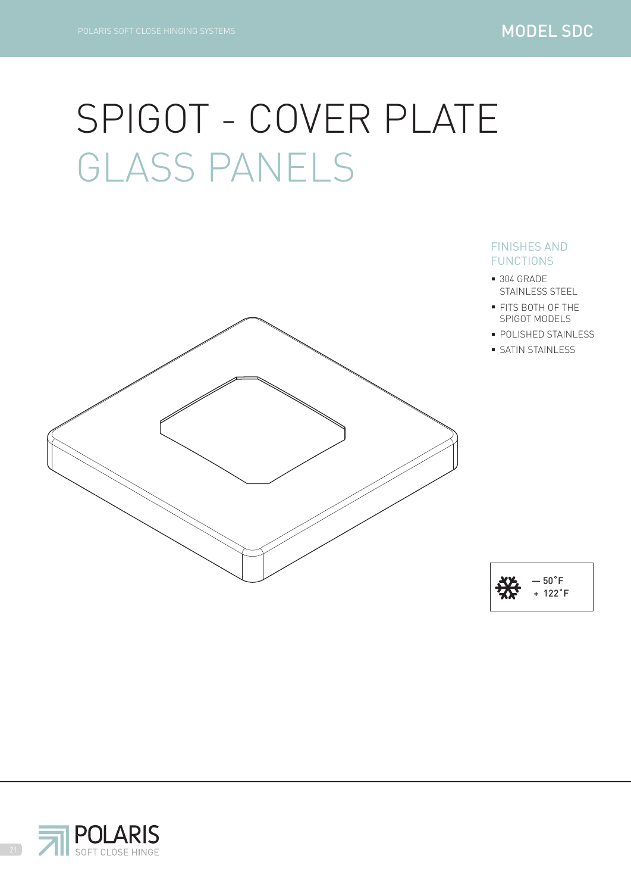# SPIGOT - COVER PLATE
## GLASS PANELS

### FINISHES AND FUNCTIONS

- 304 GRADE STAINLESS STEEL
- FITS BOTH OF THE SPIGOT MODELS
- POLISHED STAINLESS
- SATIN STAINLESS

— 50˚F
+ 122˚F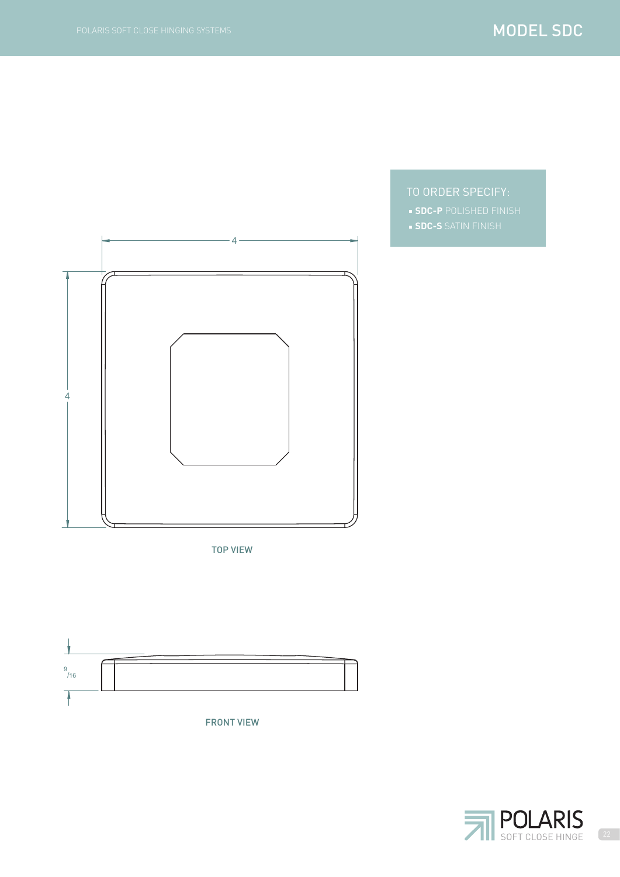# MODEL SDC

TO ORDER SPECIFY:

- **SDC-P** POLISHED FINISH
- **SDC-S** SATIN FINISH

4

4

TOP VIEW

9/16

FRONT VIEW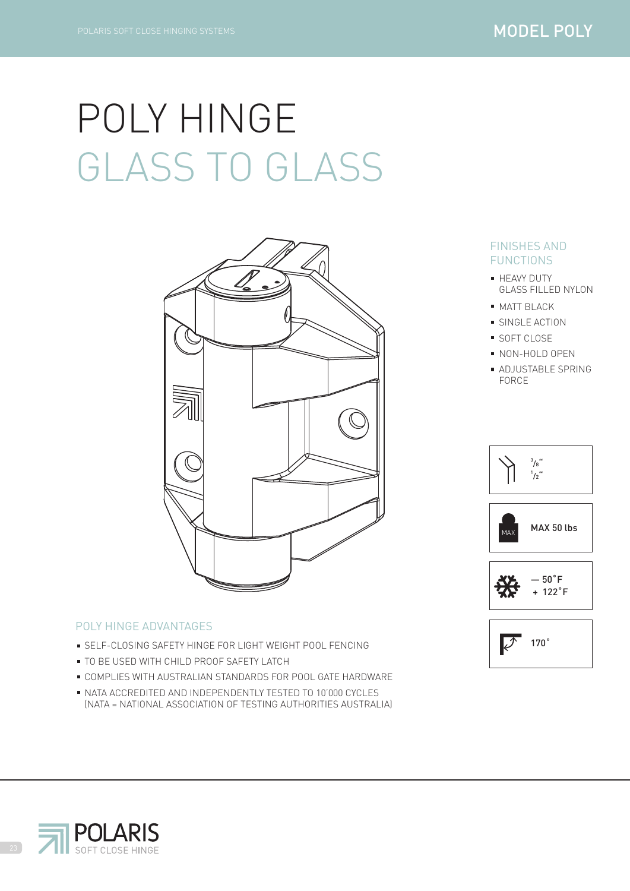# POLY HINGE
## GLASS TO GLASS

### FINISHES AND FUNCTIONS

- HEAVY DUTY GLASS FILLED NYLON
- MATT BLACK
- SINGLE ACTION
- SOFT CLOSE
- NON-HOLD OPEN
- ADJUSTABLE SPRING FORCE

3/8"
1/2"

MAX 50 lbs

— 50˚F
+ 122˚F

170˚

### POLY HINGE ADVANTAGES

- SELF-CLOSING SAFETY HINGE FOR LIGHT WEIGHT POOL FENCING
- TO BE USED WITH CHILD PROOF SAFETY LATCH
- COMPLIES WITH AUSTRALIAN STANDARDS FOR POOL GATE HARDWARE
- NATA ACCREDITED AND INDEPENDENTLY TESTED TO 10'000 CYCLES (NATA = NATIONAL ASSOCIATION OF TESTING AUTHORITIES AUSTRALIA)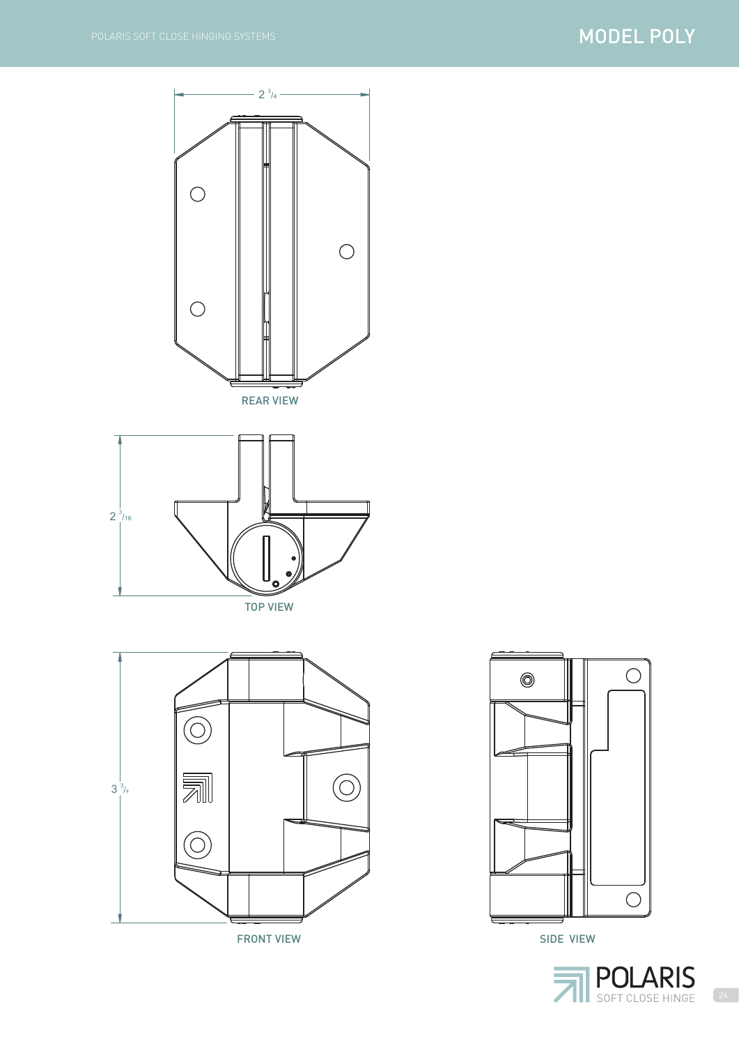# MODEL POLY

2 $^{3}/_{4}$

REAR VIEW

2 $^{3}/_{16}$

TOP VIEW

3 $^{3}/_{4}$

FRONT VIEW

SIDE VIEW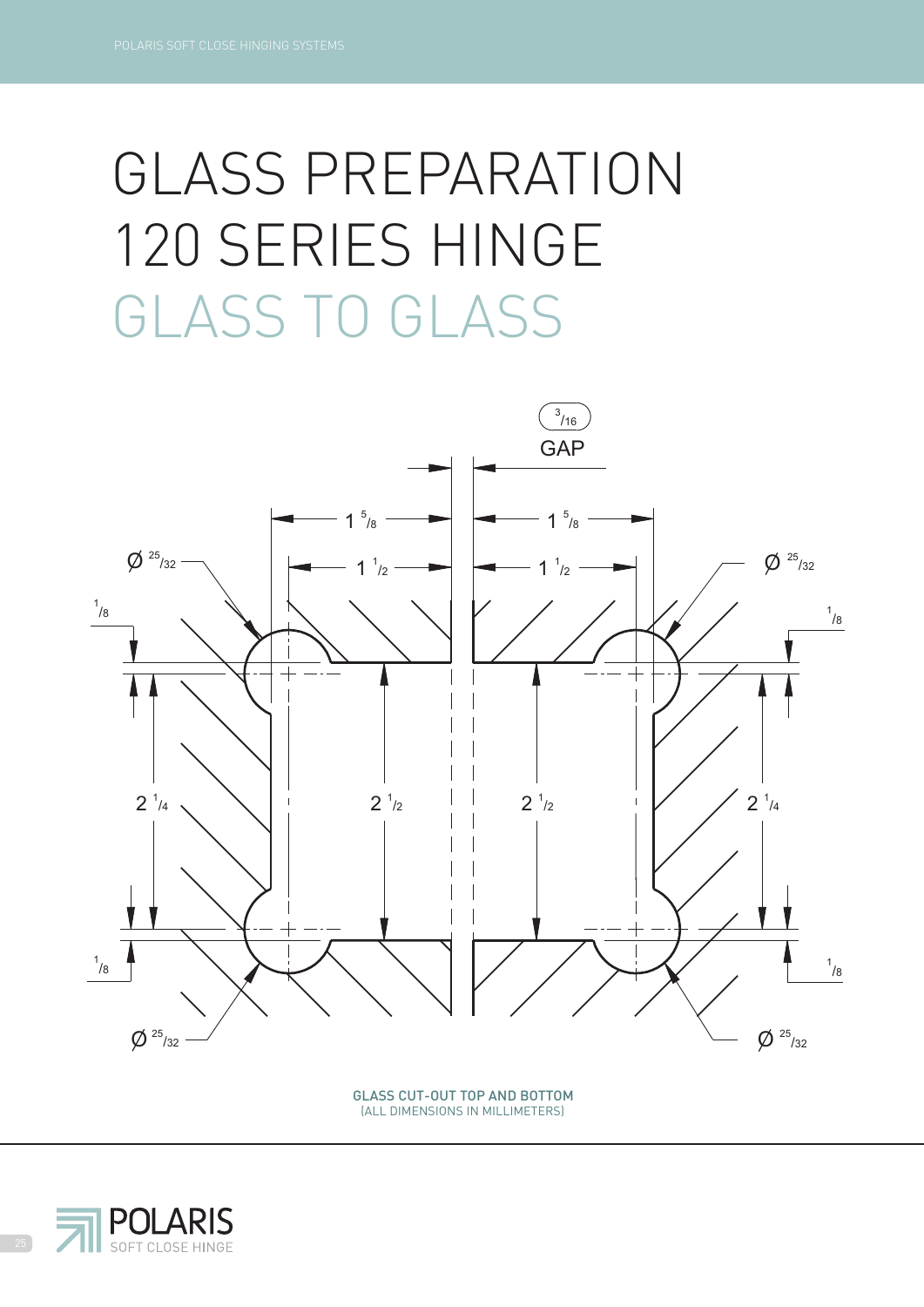# GLASS PREPARATION 120 SERIES HINGE GLASS TO GLASS

3/16 GAP

1 5/8 — 1 5/8

1 1/2 — 1 1/2

Ø 25/32 — Ø 25/32

1/8 — 1/8

2 1/4 — 2 1/2 — 2 1/2 — 2 1/4

1/8 — 1/8

Ø 25/32 — Ø 25/32

GLASS CUT-OUT TOP AND BOTTOM
(ALL DIMENSIONS IN MILLIMETERS)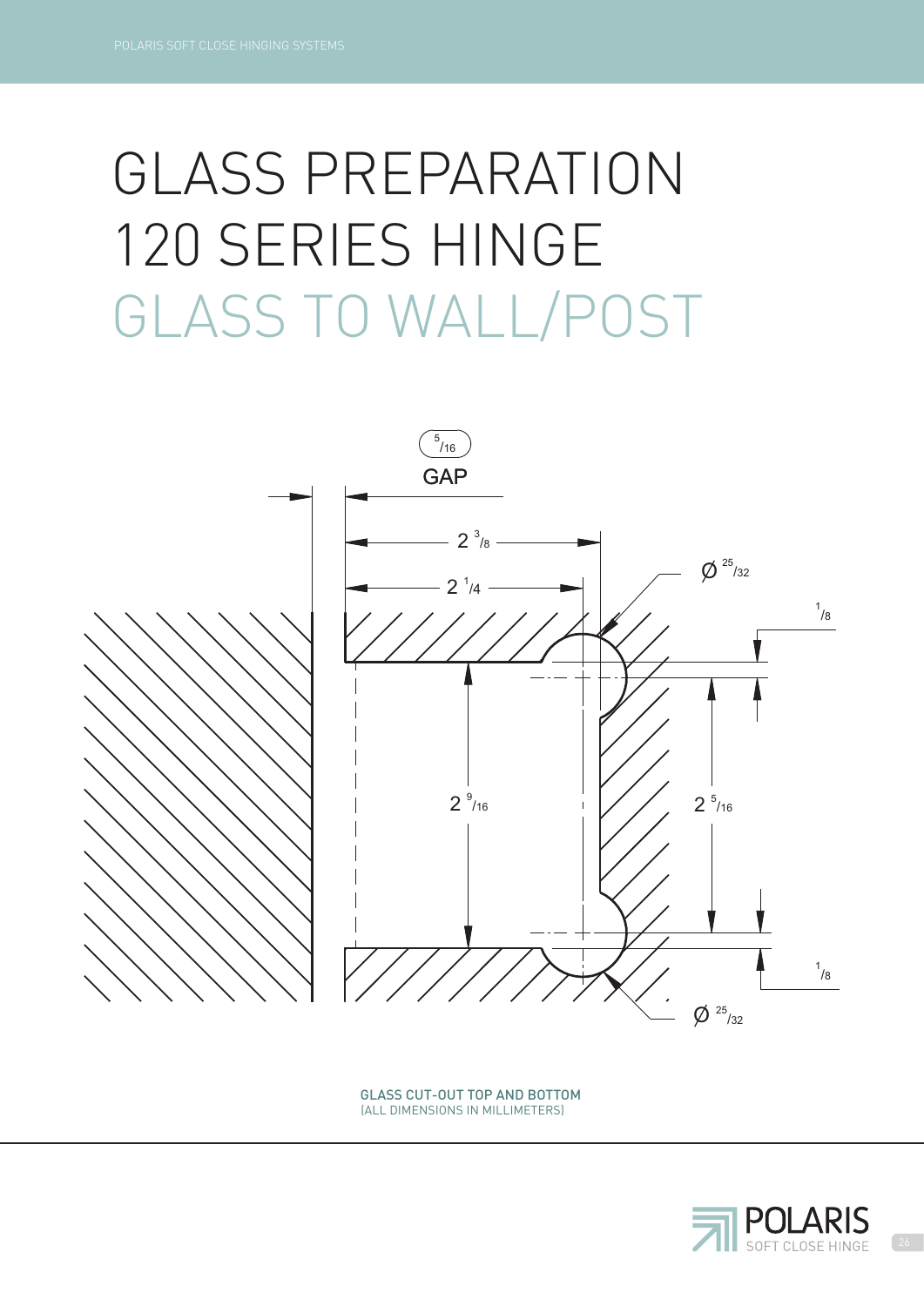# GLASS PREPARATION
# 120 SERIES HINGE
# GLASS TO WALL/POST

GLASS CUT-OUT TOP AND BOTTOM
(ALL DIMENSIONS IN MILLIMETERS)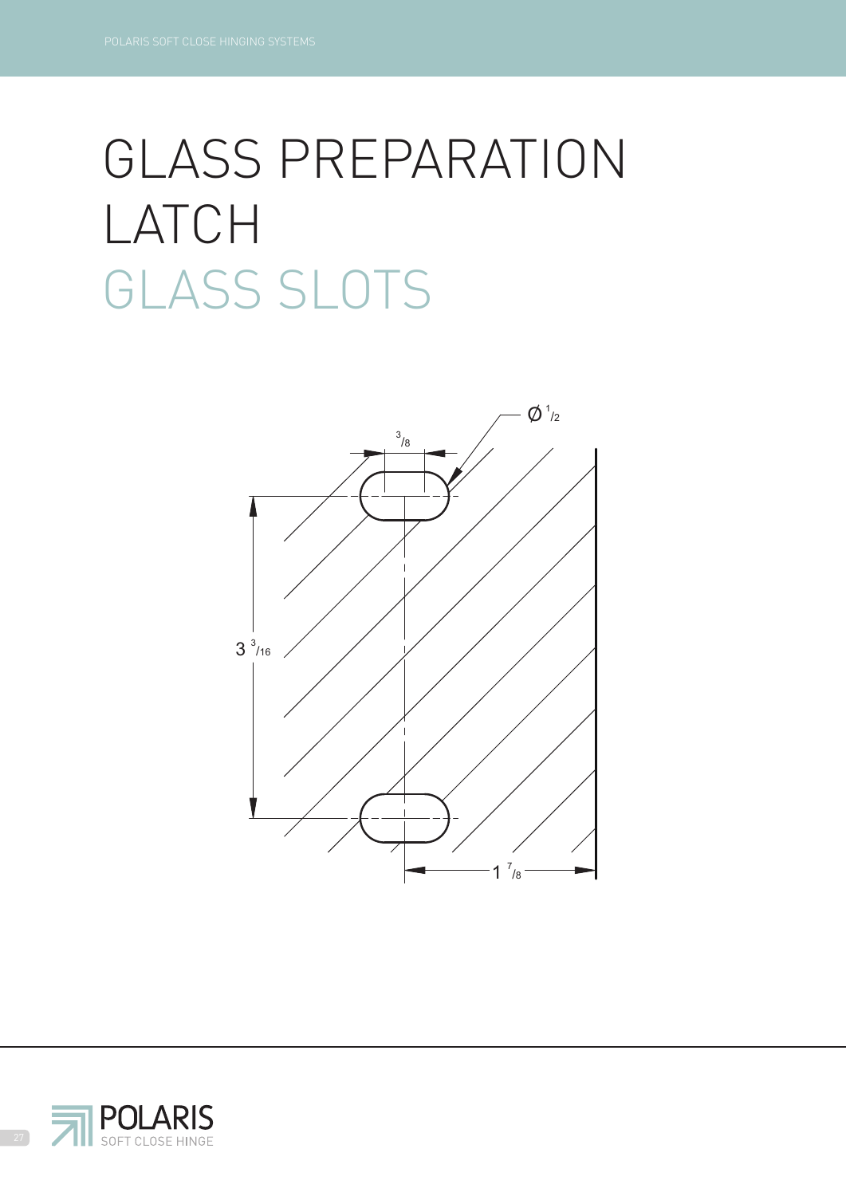# GLASS PREPARATION LATCH

## GLASS SLOTS

Ø $^{1}/_{2}$

$^{3}/_{8}$

3 $^{3}/_{16}$

1 $^{7}/_{8}$